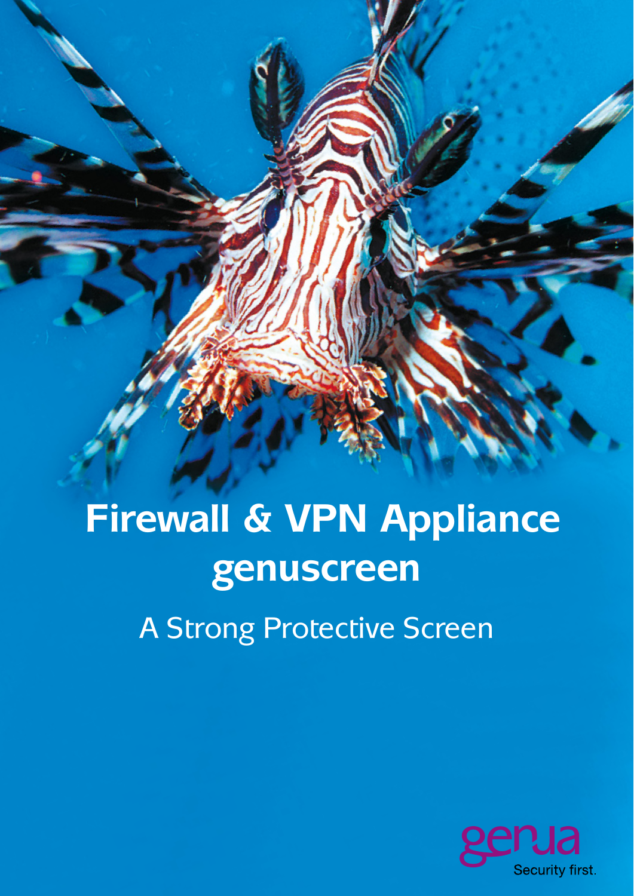# Firewall & VPN Appliance genuscreen

A Strong Protective Screen

genua

Security first.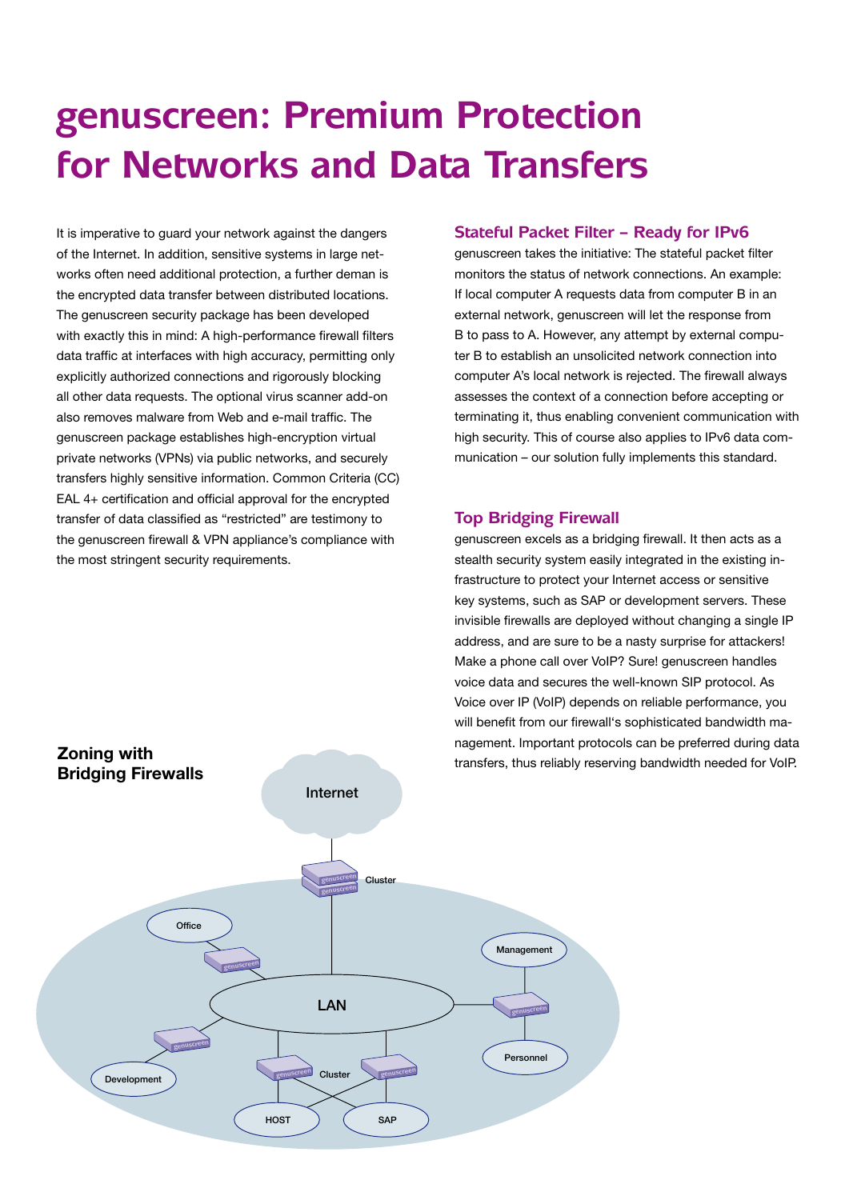# genuscreen: Premium Protection for Networks and Data Transfers

It is imperative to guard your network against the dangers of the Internet. In addition, sensitive systems in large networks often need additional protection, a further deman is the encrypted data transfer between distributed locations. The genuscreen security package has been developed with exactly this in mind: A high-performance firewall filters data traffic at interfaces with high accuracy, permitting only explicitly authorized connections and rigorously blocking all other data requests. The optional virus scanner add-on also removes malware from Web and e-mail traffic. The genuscreen package establishes high-encryption virtual private networks (VPNs) via public networks, and securely transfers highly sensitive information. Common Criteria (CC) EAL 4+ certification and official approval for the encrypted transfer of data classified as “restricted” are testimony to the genuscreen firewall & VPN appliance’s compliance with the most stringent security requirements.

## Stateful Packet Filter – Ready for IPv6

genuscreen takes the initiative: The stateful packet filter monitors the status of network connections. An example: If local computer A requests data from computer B in an external network, genuscreen will let the response from B to pass to A. However, any attempt by external computer B to establish an unsolicited network connection into computer A’s local network is rejected. The firewall always assesses the context of a connection before accepting or terminating it, thus enabling convenient communication with high security. This of course also applies to IPv6 data communication – our solution fully implements this standard.

## Top Bridging Firewall

genuscreen excels as a bridging firewall. It then acts as a stealth security system easily integrated in the existing infrastructure to protect your Internet access or sensitive key systems, such as SAP or development servers. These invisible firewalls are deployed without changing a single IP address, and are sure to be a nasty surprise for attackers! Make a phone call over VoIP? Sure! genuscreen handles voice data and secures the well-known SIP protocol. As Voice over IP (VoIP) depends on reliable performance, you will benefit from our firewall‘s sophisticated bandwidth management. Important protocols can be preferred during data transfers, thus reliably reserving bandwidth needed for VoIP.

**Zoning with Bridging Firewalls**

Internet — Cluster — LAN — Office — Management — Personnel — Development — Cluster — HOST — SAP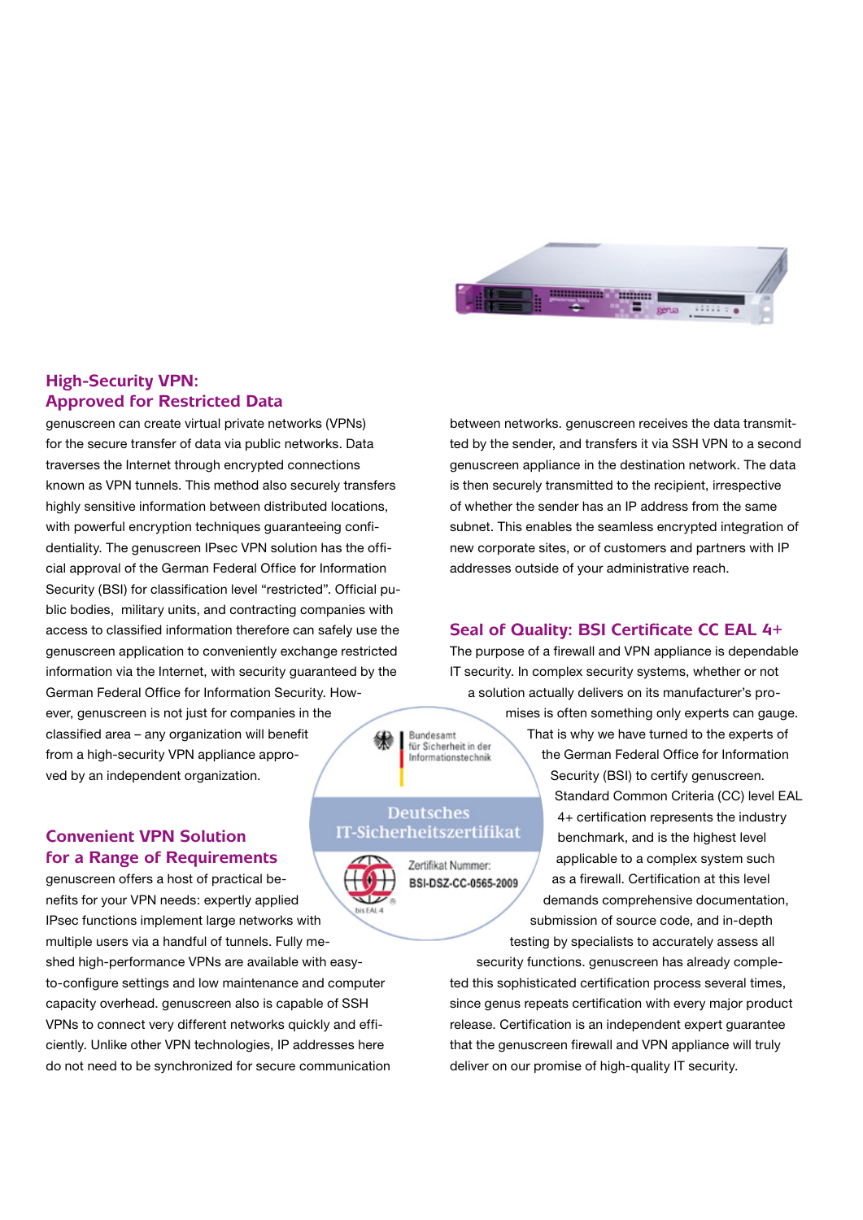## High-Security VPN: Approved for Restricted Data

genuscreen can create virtual private networks (VPNs) for the secure transfer of data via public networks. Data traverses the Internet through encrypted connections known as VPN tunnels. This method also securely transfers highly sensitive information between distributed locations, with powerful encryption techniques guaranteeing confidentiality. The genuscreen IPsec VPN solution has the official approval of the German Federal Office for Information Security (BSI) for classification level "restricted". Official public bodies, military units, and contracting companies with access to classified information therefore can safely use the genuscreen application to conveniently exchange restricted information via the Internet, with security guaranteed by the German Federal Office for Information Security. However, genuscreen is not just for companies in the classified area – any organization will benefit from a high-security VPN appliance approved by an independent organization.

## Convenient VPN Solution for a Range of Requirements

genuscreen offers a host of practical benefits for your VPN needs: expertly applied IPsec functions implement large networks with multiple users via a handful of tunnels. Fully meshed high-performance VPNs are available with easy-to-configure settings and low maintenance and computer capacity overhead. genuscreen also is capable of SSH VPNs to connect very different networks quickly and efficiently. Unlike other VPN technologies, IP addresses here do not need to be synchronized for secure communication between networks. genuscreen receives the data transmitted by the sender, and transfers it via SSH VPN to a second genuscreen appliance in the destination network. The data is then securely transmitted to the recipient, irrespective of whether the sender has an IP address from the same subnet. This enables the seamless encrypted integration of new corporate sites, or of customers and partners with IP addresses outside of your administrative reach.

## Seal of Quality: BSI Certificate CC EAL 4+

The purpose of a firewall and VPN appliance is dependable IT security. In complex security systems, whether or not a solution actually delivers on its manufacturer's promises is often something only experts can gauge. That is why we have turned to the experts of the German Federal Office for Information Security (BSI) to certify genuscreen. Standard Common Criteria (CC) level EAL 4+ certification represents the industry benchmark, and is the highest level applicable to a complex system such as a firewall. Certification at this level demands comprehensive documentation, submission of source code, and in-depth testing by specialists to accurately assess all security functions. genuscreen has already completed this sophisticated certification process several times, since genus repeats certification with every major product release. Certification is an independent expert guarantee that the genuscreen firewall and VPN appliance will truly deliver on our promise of high-quality IT security.

Bundesamt für Sicherheit in der Informationstechnik

Deutsches IT-Sicherheitszertifikat

Zertifikat Nummer: BSI-DSZ-CC-0565-2009

bis EAL 4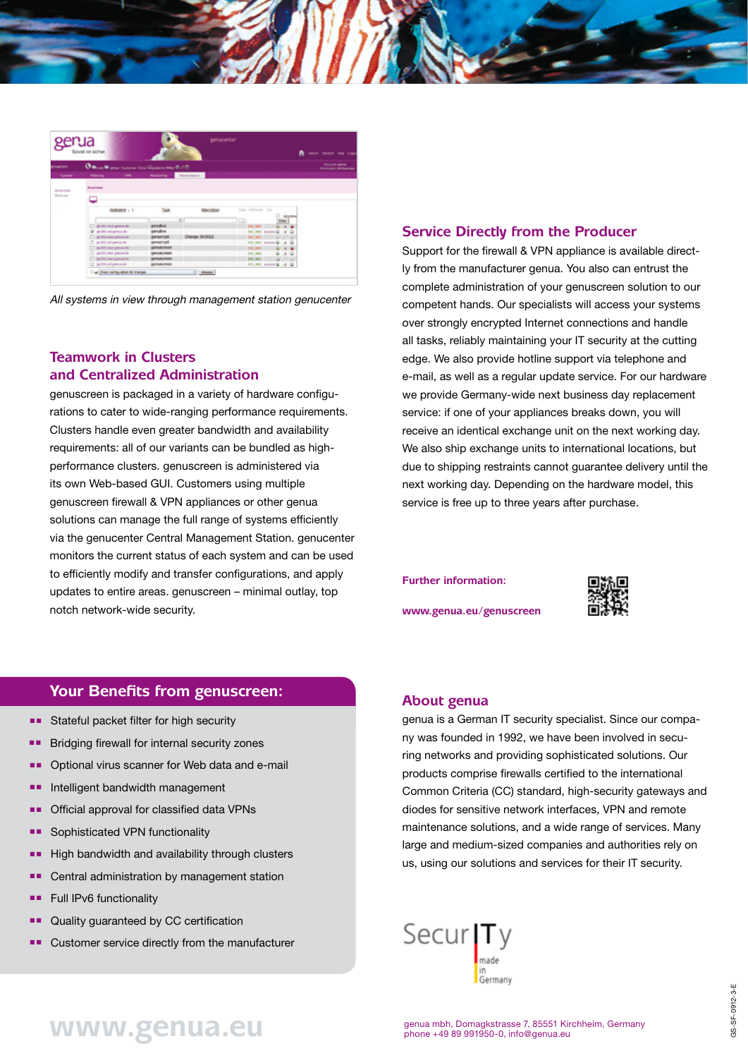*All systems in view through management station genucenter*

## Teamwork in Clusters and Centralized Administration

genuscreen is packaged in a variety of hardware configurations to cater to wide-ranging performance requirements. Clusters handle even greater bandwidth and availability requirements: all of our variants can be bundled as high-performance clusters. genuscreen is administered via its own Web-based GUI. Customers using multiple genuscreen firewall & VPN appliances or other genua solutions can manage the full range of systems efficiently via the genucenter Central Management Station. genucenter monitors the current status of each system and can be used to efficiently modify and transfer configurations, and apply updates to entire areas. genuscreen – minimal outlay, top notch network-wide security.

## Service Directly from the Producer

Support for the firewall & VPN appliance is available directly from the manufacturer genua. You also can entrust the complete administration of your genuscreen solution to our competent hands. Our specialists will access your systems over strongly encrypted Internet connections and handle all tasks, reliably maintaining your IT security at the cutting edge. We also provide hotline support via telephone and e-mail, as well as a regular update service. For our hardware we provide Germany-wide next business day replacement service: if one of your appliances breaks down, you will receive an identical exchange unit on the next working day. We also ship exchange units to international locations, but due to shipping restraints cannot guarantee delivery until the next working day. Depending on the hardware model, this service is free up to three years after purchase.

**Further information:**

**www.genua.eu/genuscreen**

## Your Benefits from genuscreen:

- Stateful packet filter for high security
- Bridging firewall for internal security zones
- Optional virus scanner for Web data and e-mail
- Intelligent bandwidth management
- Official approval for classified data VPNs
- Sophisticated VPN functionality
- High bandwidth and availability through clusters
- Central administration by management station
- Full IPv6 functionality
- Quality guaranteed by CC certification
- Customer service directly from the manufacturer

## About genua

genua is a German IT security specialist. Since our company was founded in 1992, we have been involved in securing networks and providing sophisticated solutions. Our products comprise firewalls certified to the international Common Criteria (CC) standard, high-security gateways and diodes for sensitive network interfaces, VPN and remote maintenance solutions, and a wide range of services. Many large and medium-sized companies and authorities rely on us, using our solutions and services for their IT security.

SecurITy made in Germany

www.genua.eu

genua mbh, Domagkstrasse 7, 85551 Kirchheim, Germany
phone +49 89 991950-0, info@genua.eu

GS-SF-0912-3-E